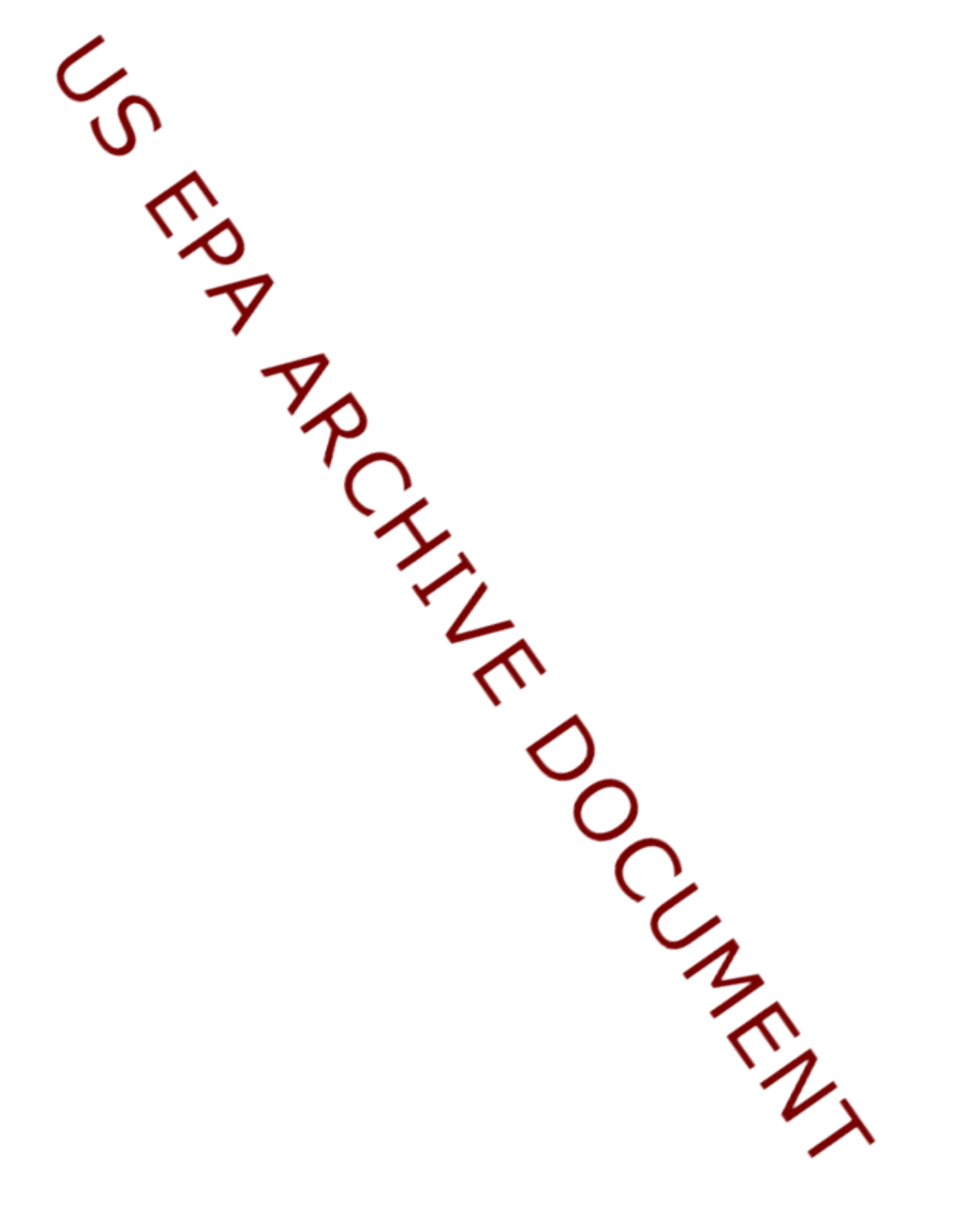US EPA ARCHIVE DOCUMENT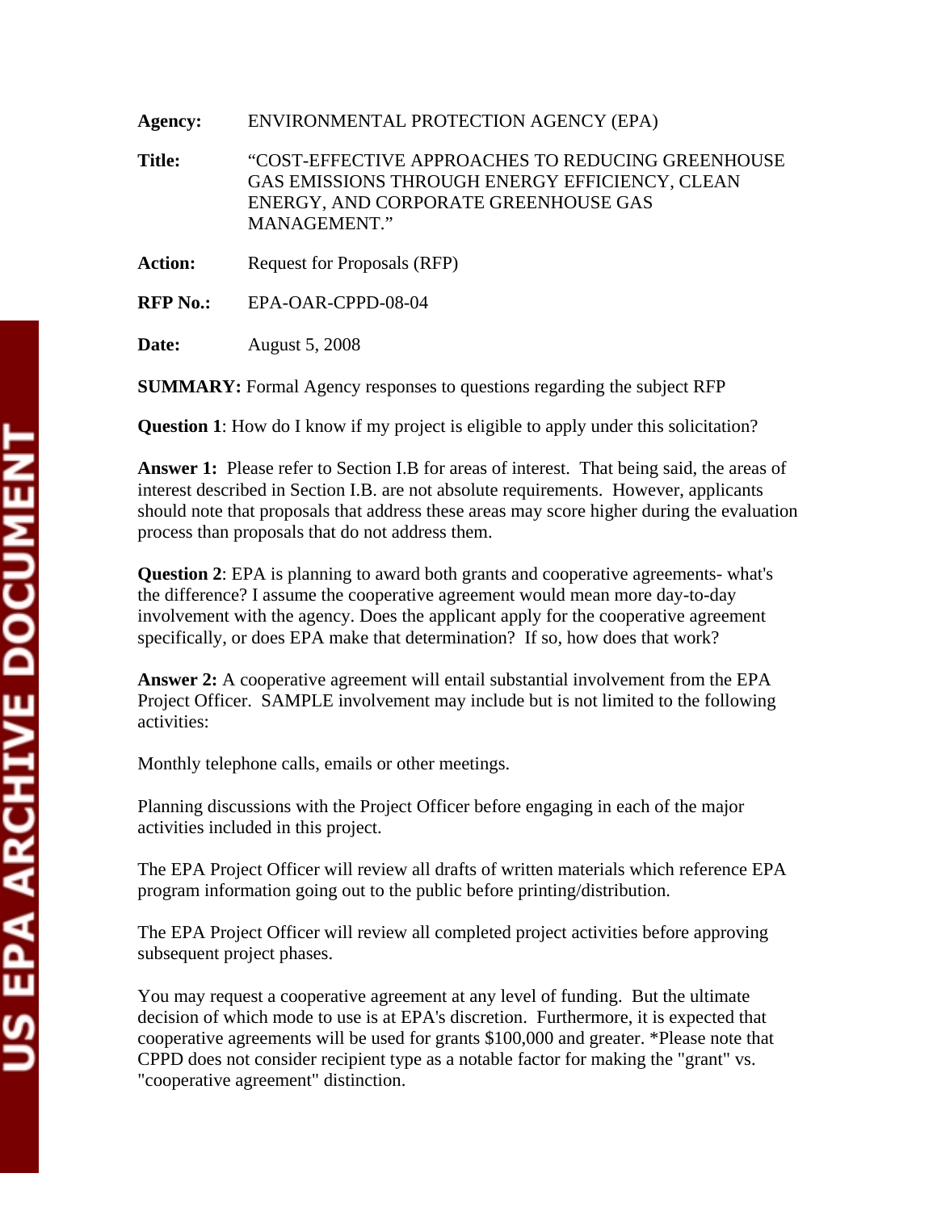**Agency:** ENVIRONMENTAL PROTECTION AGENCY (EPA)

**Title:** "COST-EFFECTIVE APPROACHES TO REDUCING GREENHOUSE GAS EMISSIONS THROUGH ENERGY EFFICIENCY, CLEAN ENERGY, AND CORPORATE GREENHOUSE GAS MANAGEMENT."

**Action:** Request for Proposals (RFP)

**RFP No.:** EPA-OAR-CPPD-08-04

**Date:** August 5, 2008

**SUMMARY:** Formal Agency responses to questions regarding the subject RFP

**Question 1**: How do I know if my project is eligible to apply under this solicitation?

**Answer 1:** Please refer to Section I.B for areas of interest. That being said, the areas of interest described in Section I.B. are not absolute requirements. However, applicants should note that proposals that address these areas may score higher during the evaluation process than proposals that do not address them.

**Question 2**: EPA is planning to award both grants and cooperative agreements- what's the difference? I assume the cooperative agreement would mean more day-to-day involvement with the agency. Does the applicant apply for the cooperative agreement specifically, or does EPA make that determination? If so, how does that work?

**Answer 2:** A cooperative agreement will entail substantial involvement from the EPA Project Officer. SAMPLE involvement may include but is not limited to the following activities:

Monthly telephone calls, emails or other meetings.

Planning discussions with the Project Officer before engaging in each of the major activities included in this project.

The EPA Project Officer will review all drafts of written materials which reference EPA program information going out to the public before printing/distribution.

The EPA Project Officer will review all completed project activities before approving subsequent project phases.

You may request a cooperative agreement at any level of funding. But the ultimate decision of which mode to use is at EPA's discretion. Furthermore, it is expected that cooperative agreements will be used for grants $100,000 and greater. *Please note that CPPD does not consider recipient type as a notable factor for making the "grant" vs. "cooperative agreement" distinction.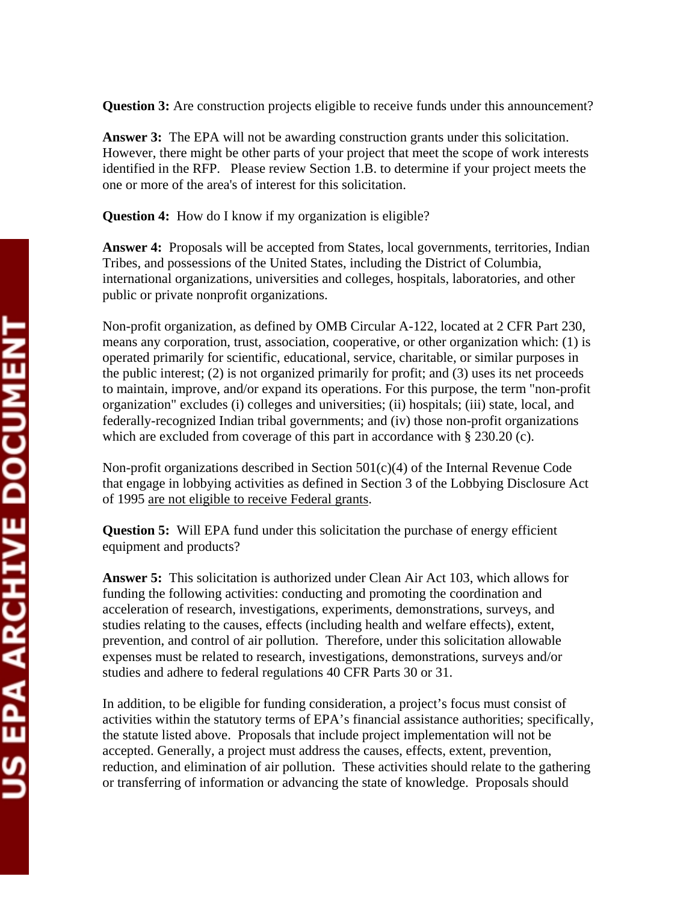**Question 3:** Are construction projects eligible to receive funds under this announcement?

**Answer 3:** The EPA will not be awarding construction grants under this solicitation. However, there might be other parts of your project that meet the scope of work interests identified in the RFP. Please review Section 1.B. to determine if your project meets the one or more of the area's of interest for this solicitation.

**Question 4:** How do I know if my organization is eligible?

**Answer 4:** Proposals will be accepted from States, local governments, territories, Indian Tribes, and possessions of the United States, including the District of Columbia, international organizations, universities and colleges, hospitals, laboratories, and other public or private nonprofit organizations.

Non-profit organization, as defined by OMB Circular A-122, located at 2 CFR Part 230, means any corporation, trust, association, cooperative, or other organization which: (1) is operated primarily for scientific, educational, service, charitable, or similar purposes in the public interest; (2) is not organized primarily for profit; and (3) uses its net proceeds to maintain, improve, and/or expand its operations. For this purpose, the term "non-profit organization" excludes (i) colleges and universities; (ii) hospitals; (iii) state, local, and federally-recognized Indian tribal governments; and (iv) those non-profit organizations which are excluded from coverage of this part in accordance with § 230.20 (c).

Non-profit organizations described in Section 501(c)(4) of the Internal Revenue Code that engage in lobbying activities as defined in Section 3 of the Lobbying Disclosure Act of 1995 are not eligible to receive Federal grants.

**Question 5:** Will EPA fund under this solicitation the purchase of energy efficient equipment and products?

**Answer 5:** This solicitation is authorized under Clean Air Act 103, which allows for funding the following activities: conducting and promoting the coordination and acceleration of research, investigations, experiments, demonstrations, surveys, and studies relating to the causes, effects (including health and welfare effects), extent, prevention, and control of air pollution. Therefore, under this solicitation allowable expenses must be related to research, investigations, demonstrations, surveys and/or studies and adhere to federal regulations 40 CFR Parts 30 or 31.

In addition, to be eligible for funding consideration, a project's focus must consist of activities within the statutory terms of EPA's financial assistance authorities; specifically, the statute listed above. Proposals that include project implementation will not be accepted. Generally, a project must address the causes, effects, extent, prevention, reduction, and elimination of air pollution. These activities should relate to the gathering or transferring of information or advancing the state of knowledge. Proposals should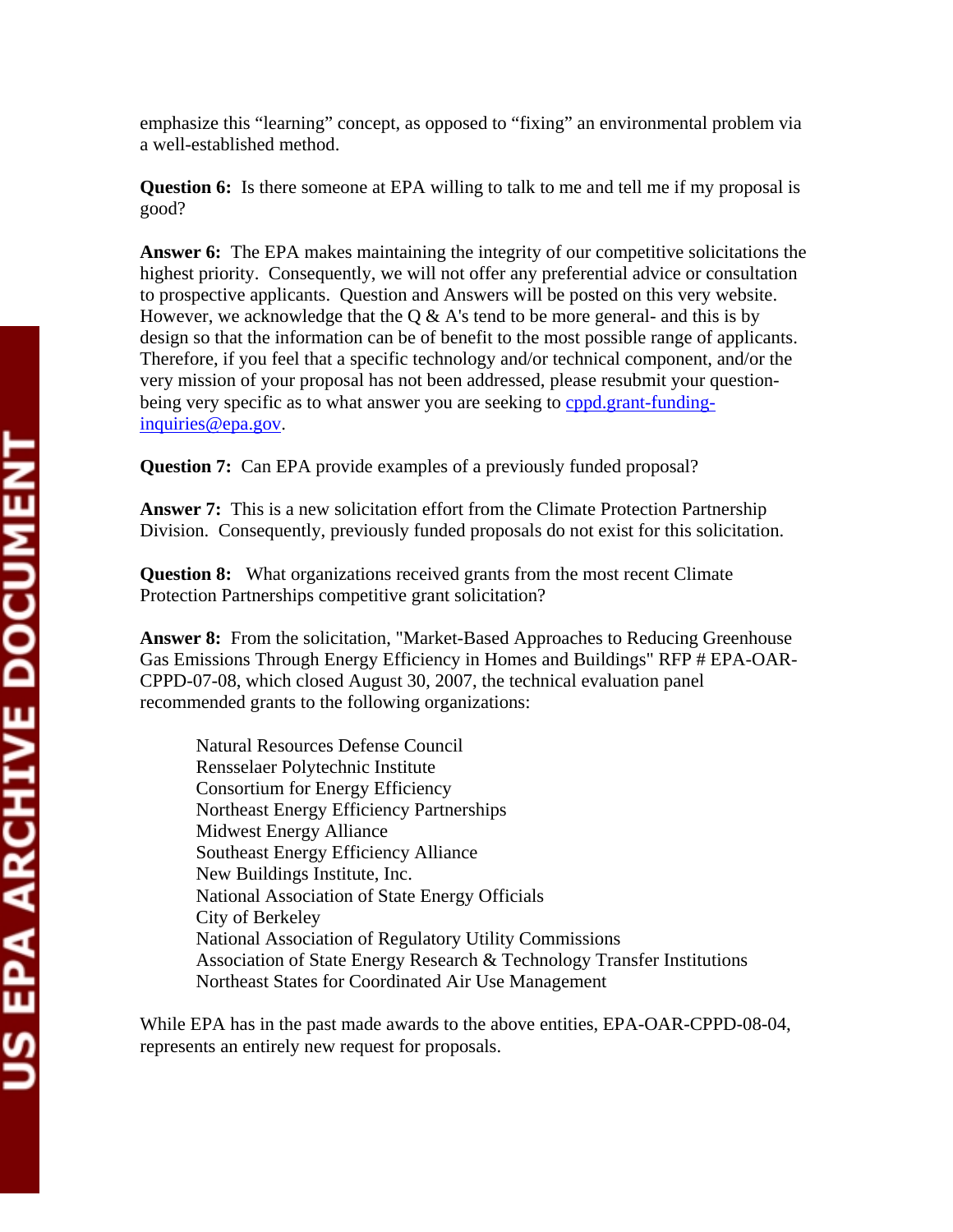emphasize this “learning” concept, as opposed to “fixing” an environmental problem via a well-established method.

**Question 6:** Is there someone at EPA willing to talk to me and tell me if my proposal is good?

**Answer 6:** The EPA makes maintaining the integrity of our competitive solicitations the highest priority. Consequently, we will not offer any preferential advice or consultation to prospective applicants. Question and Answers will be posted on this very website. However, we acknowledge that the Q & A's tend to be more general- and this is by design so that the information can be of benefit to the most possible range of applicants. Therefore, if you feel that a specific technology and/or technical component, and/or the very mission of your proposal has not been addressed, please resubmit your question- being very specific as to what answer you are seeking to [cppd.grant-funding-inquiries@epa.gov](mailto:cppd.grant-funding-inquiries@epa.gov).

**Question 7:** Can EPA provide examples of a previously funded proposal?

**Answer 7:** This is a new solicitation effort from the Climate Protection Partnership Division. Consequently, previously funded proposals do not exist for this solicitation.

**Question 8:** What organizations received grants from the most recent Climate Protection Partnerships competitive grant solicitation?

**Answer 8:** From the solicitation, "Market-Based Approaches to Reducing Greenhouse Gas Emissions Through Energy Efficiency in Homes and Buildings" RFP # EPA-OAR-CPPD-07-08, which closed August 30, 2007, the technical evaluation panel recommended grants to the following organizations:

- Natural Resources Defense Council
- Rensselaer Polytechnic Institute
- Consortium for Energy Efficiency
- Northeast Energy Efficiency Partnerships
- Midwest Energy Alliance
- Southeast Energy Efficiency Alliance
- New Buildings Institute, Inc.
- National Association of State Energy Officials
- City of Berkeley
- National Association of Regulatory Utility Commissions
- Association of State Energy Research & Technology Transfer Institutions
- Northeast States for Coordinated Air Use Management

While EPA has in the past made awards to the above entities, EPA-OAR-CPPD-08-04, represents an entirely new request for proposals.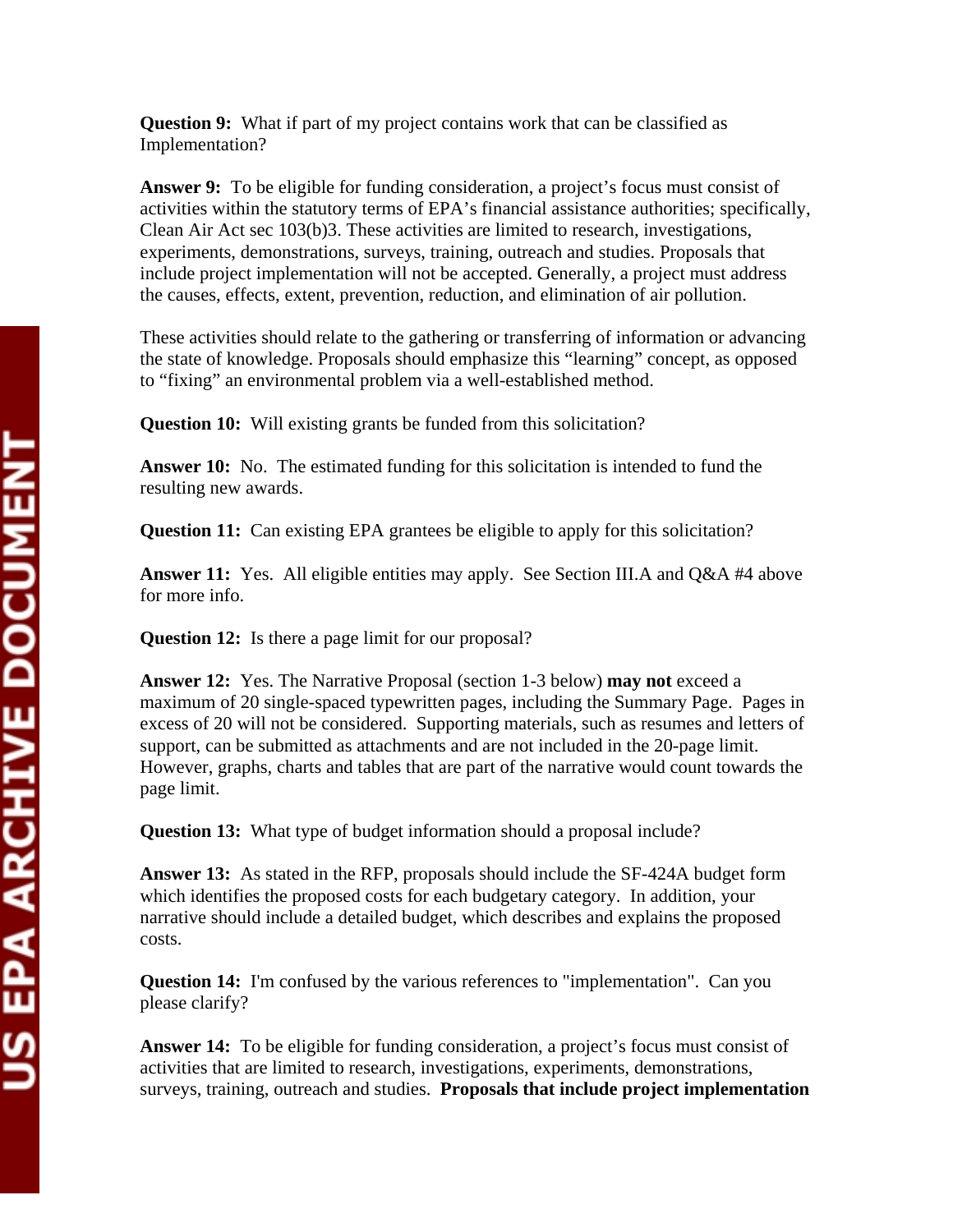**Question 9:** What if part of my project contains work that can be classified as Implementation?

**Answer 9:** To be eligible for funding consideration, a project's focus must consist of activities within the statutory terms of EPA's financial assistance authorities; specifically, Clean Air Act sec 103(b)3. These activities are limited to research, investigations, experiments, demonstrations, surveys, training, outreach and studies. Proposals that include project implementation will not be accepted. Generally, a project must address the causes, effects, extent, prevention, reduction, and elimination of air pollution.

These activities should relate to the gathering or transferring of information or advancing the state of knowledge. Proposals should emphasize this "learning" concept, as opposed to "fixing" an environmental problem via a well-established method.

**Question 10:** Will existing grants be funded from this solicitation?

**Answer 10:** No. The estimated funding for this solicitation is intended to fund the resulting new awards.

**Question 11:** Can existing EPA grantees be eligible to apply for this solicitation?

**Answer 11:** Yes. All eligible entities may apply. See Section III.A and Q&A #4 above for more info.

**Question 12:** Is there a page limit for our proposal?

**Answer 12:** Yes. The Narrative Proposal (section 1-3 below) **may not** exceed a maximum of 20 single-spaced typewritten pages, including the Summary Page. Pages in excess of 20 will not be considered. Supporting materials, such as resumes and letters of support, can be submitted as attachments and are not included in the 20-page limit. However, graphs, charts and tables that are part of the narrative would count towards the page limit.

**Question 13:** What type of budget information should a proposal include?

**Answer 13:** As stated in the RFP, proposals should include the SF-424A budget form which identifies the proposed costs for each budgetary category. In addition, your narrative should include a detailed budget, which describes and explains the proposed costs.

**Question 14:** I'm confused by the various references to "implementation". Can you please clarify?

**Answer 14:** To be eligible for funding consideration, a project's focus must consist of activities that are limited to research, investigations, experiments, demonstrations, surveys, training, outreach and studies. **Proposals that include project implementation**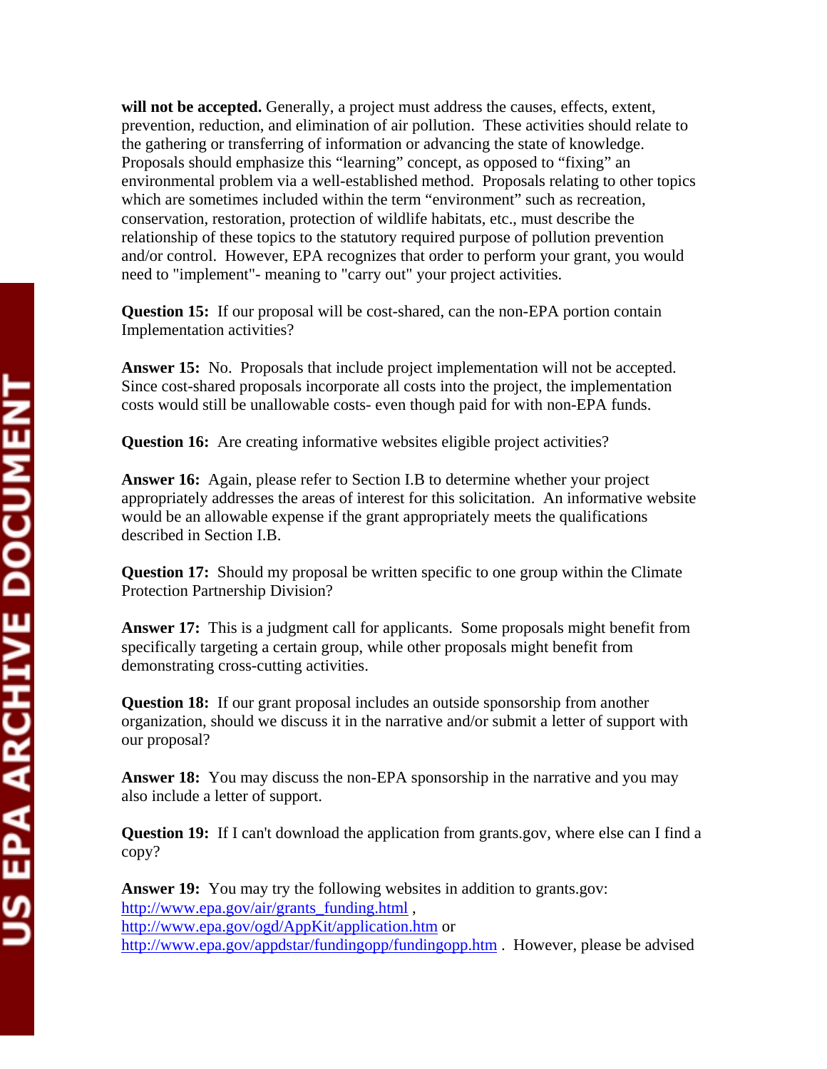**will not be accepted.** Generally, a project must address the causes, effects, extent, prevention, reduction, and elimination of air pollution. These activities should relate to the gathering or transferring of information or advancing the state of knowledge. Proposals should emphasize this "learning" concept, as opposed to "fixing" an environmental problem via a well-established method. Proposals relating to other topics which are sometimes included within the term "environment" such as recreation, conservation, restoration, protection of wildlife habitats, etc., must describe the relationship of these topics to the statutory required purpose of pollution prevention and/or control. However, EPA recognizes that order to perform your grant, you would need to "implement"- meaning to "carry out" your project activities.

**Question 15:** If our proposal will be cost-shared, can the non-EPA portion contain Implementation activities?

**Answer 15:** No. Proposals that include project implementation will not be accepted. Since cost-shared proposals incorporate all costs into the project, the implementation costs would still be unallowable costs- even though paid for with non-EPA funds.

**Question 16:** Are creating informative websites eligible project activities?

**Answer 16:** Again, please refer to Section I.B to determine whether your project appropriately addresses the areas of interest for this solicitation. An informative website would be an allowable expense if the grant appropriately meets the qualifications described in Section I.B.

**Question 17:** Should my proposal be written specific to one group within the Climate Protection Partnership Division?

**Answer 17:** This is a judgment call for applicants. Some proposals might benefit from specifically targeting a certain group, while other proposals might benefit from demonstrating cross-cutting activities.

**Question 18:** If our grant proposal includes an outside sponsorship from another organization, should we discuss it in the narrative and/or submit a letter of support with our proposal?

**Answer 18:** You may discuss the non-EPA sponsorship in the narrative and you may also include a letter of support.

**Question 19:** If I can't download the application from grants.gov, where else can I find a copy?

**Answer 19:** You may try the following websites in addition to grants.gov: http://www.epa.gov/air/grants_funding.html , http://www.epa.gov/ogd/AppKit/application.htm or http://www.epa.gov/appdstar/fundingopp/fundingopp.htm . However, please be advised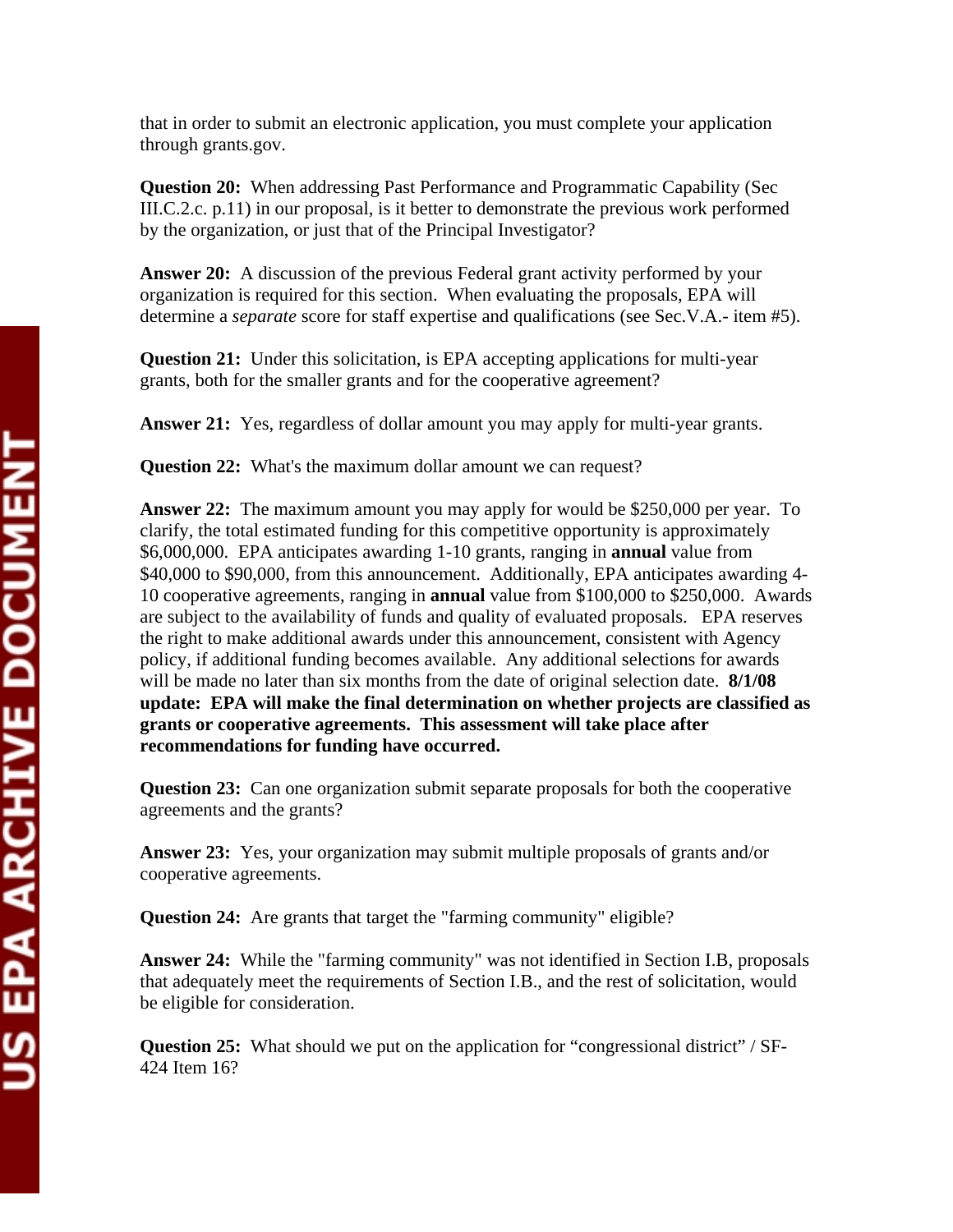that in order to submit an electronic application, you must complete your application through grants.gov.

**Question 20:** When addressing Past Performance and Programmatic Capability (Sec III.C.2.c. p.11) in our proposal, is it better to demonstrate the previous work performed by the organization, or just that of the Principal Investigator?

**Answer 20:** A discussion of the previous Federal grant activity performed by your organization is required for this section. When evaluating the proposals, EPA will determine a *separate* score for staff expertise and qualifications (see Sec.V.A.- item #5).

**Question 21:** Under this solicitation, is EPA accepting applications for multi-year grants, both for the smaller grants and for the cooperative agreement?

**Answer 21:** Yes, regardless of dollar amount you may apply for multi-year grants.

**Question 22:** What's the maximum dollar amount we can request?

**Answer 22:** The maximum amount you may apply for would be $250,000 per year. To clarify, the total estimated funding for this competitive opportunity is approximately $6,000,000. EPA anticipates awarding 1-10 grants, ranging in **annual** value from $40,000 to $90,000, from this announcement. Additionally, EPA anticipates awarding 4-10 cooperative agreements, ranging in **annual** value from $100,000 to $250,000. Awards are subject to the availability of funds and quality of evaluated proposals. EPA reserves the right to make additional awards under this announcement, consistent with Agency policy, if additional funding becomes available. Any additional selections for awards will be made no later than six months from the date of original selection date. **8/1/08 update: EPA will make the final determination on whether projects are classified as grants or cooperative agreements. This assessment will take place after recommendations for funding have occurred.**

**Question 23:** Can one organization submit separate proposals for both the cooperative agreements and the grants?

**Answer 23:** Yes, your organization may submit multiple proposals of grants and/or cooperative agreements.

**Question 24:** Are grants that target the "farming community" eligible?

**Answer 24:** While the "farming community" was not identified in Section I.B, proposals that adequately meet the requirements of Section I.B., and the rest of solicitation, would be eligible for consideration.

**Question 25:** What should we put on the application for "congressional district" / SF-424 Item 16?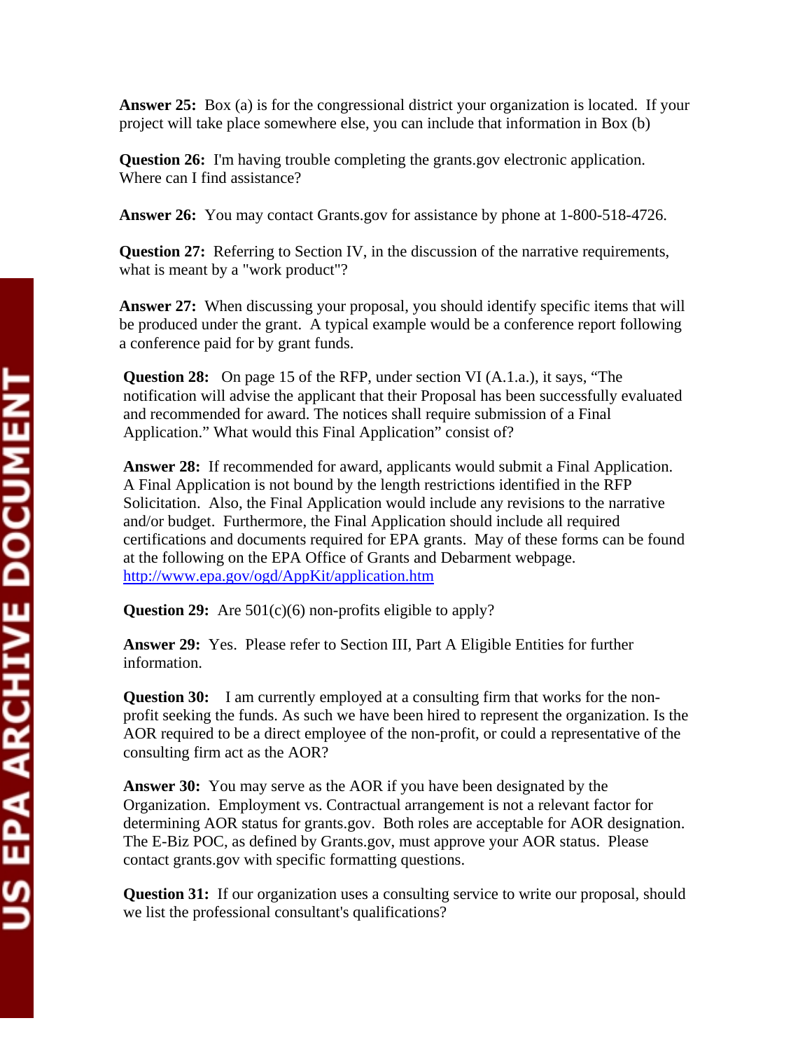**Answer 25:** Box (a) is for the congressional district your organization is located. If your project will take place somewhere else, you can include that information in Box (b)

**Question 26:** I'm having trouble completing the grants.gov electronic application. Where can I find assistance?

**Answer 26:** You may contact Grants.gov for assistance by phone at 1-800-518-4726.

**Question 27:** Referring to Section IV, in the discussion of the narrative requirements, what is meant by a "work product"?

**Answer 27:** When discussing your proposal, you should identify specific items that will be produced under the grant. A typical example would be a conference report following a conference paid for by grant funds.

**Question 28:** On page 15 of the RFP, under section VI (A.1.a.), it says, "The notification will advise the applicant that their Proposal has been successfully evaluated and recommended for award. The notices shall require submission of a Final Application." What would this Final Application" consist of?

**Answer 28:** If recommended for award, applicants would submit a Final Application. A Final Application is not bound by the length restrictions identified in the RFP Solicitation. Also, the Final Application would include any revisions to the narrative and/or budget. Furthermore, the Final Application should include all required certifications and documents required for EPA grants. May of these forms can be found at the following on the EPA Office of Grants and Debarment webpage. [http://www.epa.gov/ogd/AppKit/application.htm](http://www.epa.gov/ogd/AppKit/application.htm)

**Question 29:** Are 501(c)(6) non-profits eligible to apply?

**Answer 29:** Yes. Please refer to Section III, Part A Eligible Entities for further information.

**Question 30:** I am currently employed at a consulting firm that works for the non-profit seeking the funds. As such we have been hired to represent the organization. Is the AOR required to be a direct employee of the non-profit, or could a representative of the consulting firm act as the AOR?

**Answer 30:** You may serve as the AOR if you have been designated by the Organization. Employment vs. Contractual arrangement is not a relevant factor for determining AOR status for grants.gov. Both roles are acceptable for AOR designation. The E-Biz POC, as defined by Grants.gov, must approve your AOR status. Please contact grants.gov with specific formatting questions.

**Question 31:** If our organization uses a consulting service to write our proposal, should we list the professional consultant's qualifications?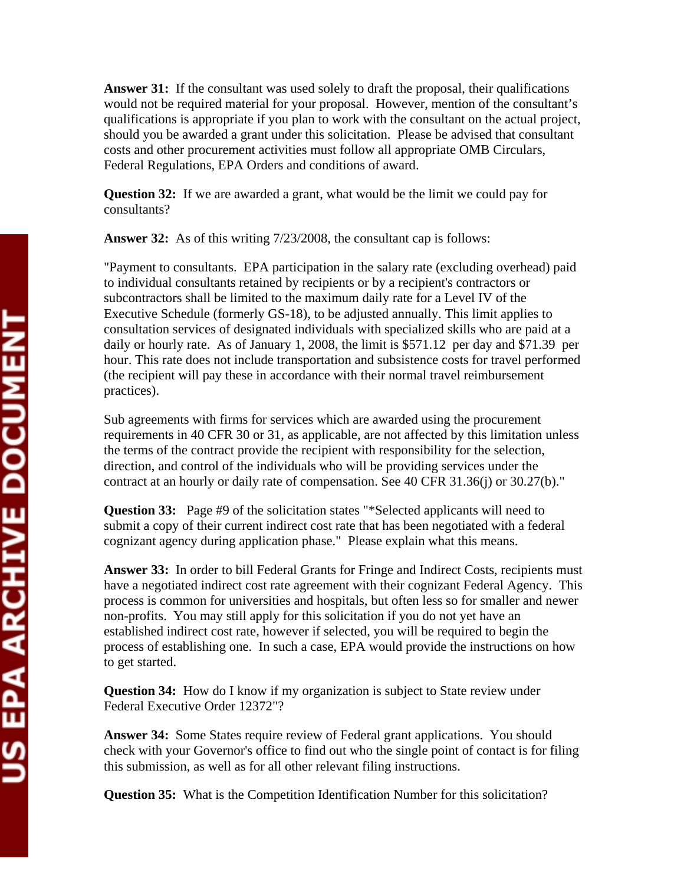**Answer 31:** If the consultant was used solely to draft the proposal, their qualifications would not be required material for your proposal. However, mention of the consultant's qualifications is appropriate if you plan to work with the consultant on the actual project, should you be awarded a grant under this solicitation. Please be advised that consultant costs and other procurement activities must follow all appropriate OMB Circulars, Federal Regulations, EPA Orders and conditions of award.

**Question 32:** If we are awarded a grant, what would be the limit we could pay for consultants?

**Answer 32:** As of this writing 7/23/2008, the consultant cap is follows:

"Payment to consultants. EPA participation in the salary rate (excluding overhead) paid to individual consultants retained by recipients or by a recipient's contractors or subcontractors shall be limited to the maximum daily rate for a Level IV of the Executive Schedule (formerly GS-18), to be adjusted annually. This limit applies to consultation services of designated individuals with specialized skills who are paid at a daily or hourly rate. As of January 1, 2008, the limit is $571.12 per day and $71.39 per hour. This rate does not include transportation and subsistence costs for travel performed (the recipient will pay these in accordance with their normal travel reimbursement practices).

Sub agreements with firms for services which are awarded using the procurement requirements in 40 CFR 30 or 31, as applicable, are not affected by this limitation unless the terms of the contract provide the recipient with responsibility for the selection, direction, and control of the individuals who will be providing services under the contract at an hourly or daily rate of compensation. See 40 CFR 31.36(j) or 30.27(b)."

**Question 33:** Page #9 of the solicitation states "*Selected applicants will need to submit a copy of their current indirect cost rate that has been negotiated with a federal cognizant agency during application phase." Please explain what this means.

**Answer 33:** In order to bill Federal Grants for Fringe and Indirect Costs, recipients must have a negotiated indirect cost rate agreement with their cognizant Federal Agency. This process is common for universities and hospitals, but often less so for smaller and newer non-profits. You may still apply for this solicitation if you do not yet have an established indirect cost rate, however if selected, you will be required to begin the process of establishing one. In such a case, EPA would provide the instructions on how to get started.

**Question 34:** How do I know if my organization is subject to State review under Federal Executive Order 12372"?

**Answer 34:** Some States require review of Federal grant applications. You should check with your Governor's office to find out who the single point of contact is for filing this submission, as well as for all other relevant filing instructions.

**Question 35:** What is the Competition Identification Number for this solicitation?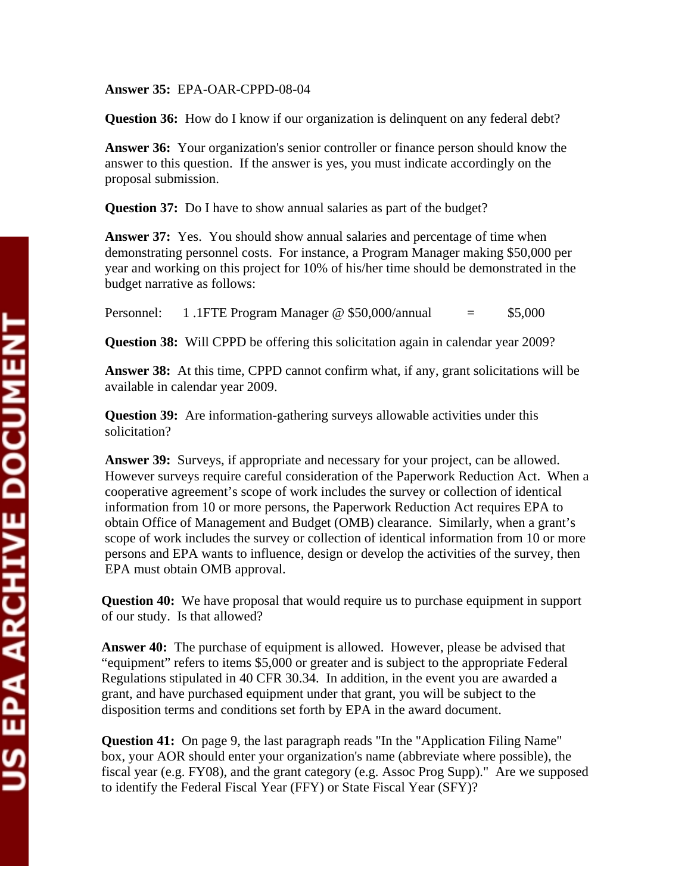**Answer 35:** EPA-OAR-CPPD-08-04

**Question 36:** How do I know if our organization is delinquent on any federal debt?

**Answer 36:** Your organization's senior controller or finance person should know the answer to this question. If the answer is yes, you must indicate accordingly on the proposal submission.

**Question 37:** Do I have to show annual salaries as part of the budget?

**Answer 37:** Yes. You should show annual salaries and percentage of time when demonstrating personnel costs. For instance, a Program Manager making $50,000 per year and working on this project for 10% of his/her time should be demonstrated in the budget narrative as follows:

Personnel: 1 .1FTE Program Manager @ $50,000/annual = $5,000

**Question 38:** Will CPPD be offering this solicitation again in calendar year 2009?

**Answer 38:** At this time, CPPD cannot confirm what, if any, grant solicitations will be available in calendar year 2009.

**Question 39:** Are information-gathering surveys allowable activities under this solicitation?

**Answer 39:** Surveys, if appropriate and necessary for your project, can be allowed. However surveys require careful consideration of the Paperwork Reduction Act. When a cooperative agreement's scope of work includes the survey or collection of identical information from 10 or more persons, the Paperwork Reduction Act requires EPA to obtain Office of Management and Budget (OMB) clearance. Similarly, when a grant's scope of work includes the survey or collection of identical information from 10 or more persons and EPA wants to influence, design or develop the activities of the survey, then EPA must obtain OMB approval.

**Question 40:** We have proposal that would require us to purchase equipment in support of our study. Is that allowed?

**Answer 40:** The purchase of equipment is allowed. However, please be advised that "equipment" refers to items $5,000 or greater and is subject to the appropriate Federal Regulations stipulated in 40 CFR 30.34. In addition, in the event you are awarded a grant, and have purchased equipment under that grant, you will be subject to the disposition terms and conditions set forth by EPA in the award document.

**Question 41:** On page 9, the last paragraph reads "In the "Application Filing Name" box, your AOR should enter your organization's name (abbreviate where possible), the fiscal year (e.g. FY08), and the grant category (e.g. Assoc Prog Supp)." Are we supposed to identify the Federal Fiscal Year (FFY) or State Fiscal Year (SFY)?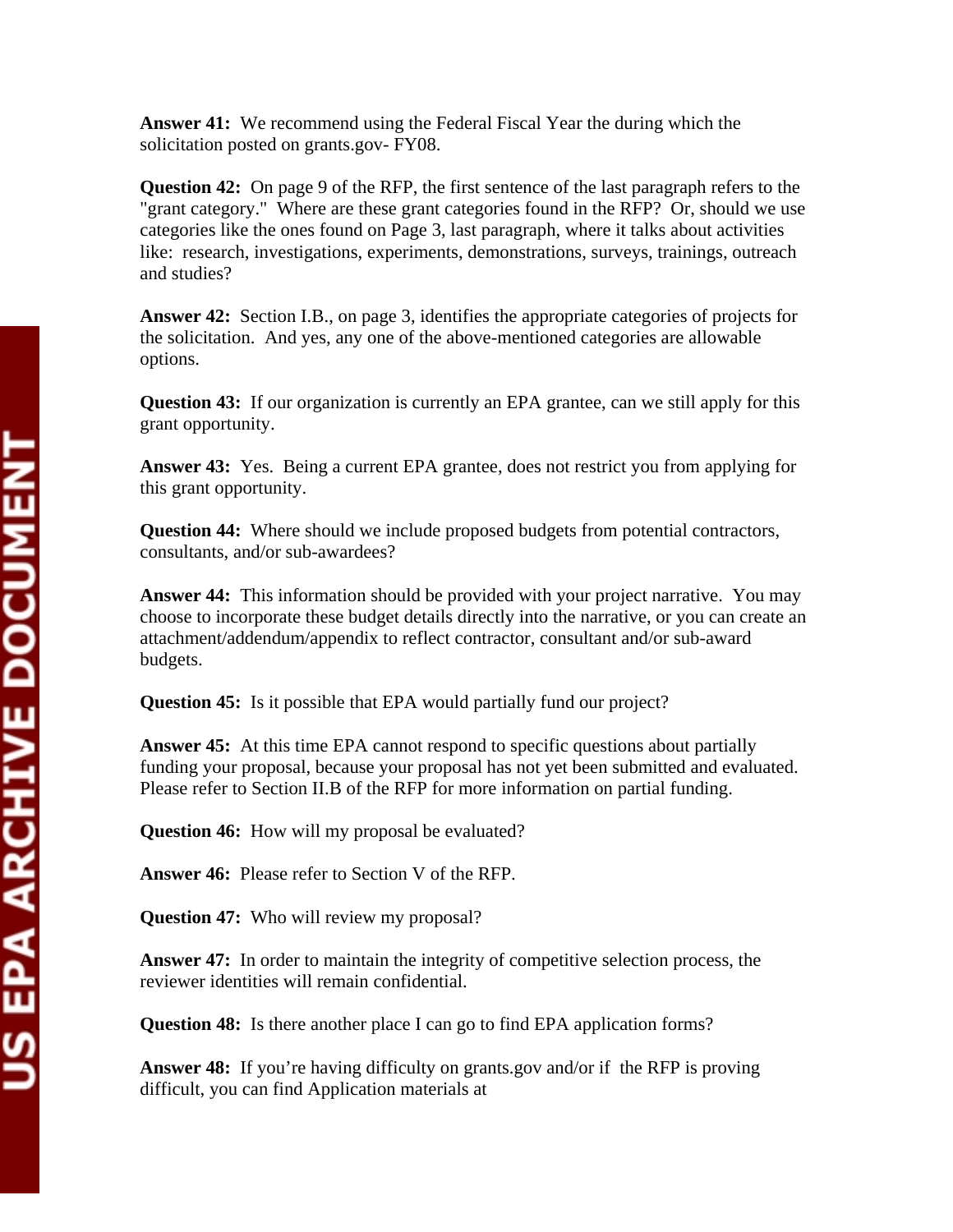**Answer 41:** We recommend using the Federal Fiscal Year the during which the solicitation posted on grants.gov- FY08.

**Question 42:** On page 9 of the RFP, the first sentence of the last paragraph refers to the "grant category." Where are these grant categories found in the RFP? Or, should we use categories like the ones found on Page 3, last paragraph, where it talks about activities like: research, investigations, experiments, demonstrations, surveys, trainings, outreach and studies?

**Answer 42:** Section I.B., on page 3, identifies the appropriate categories of projects for the solicitation. And yes, any one of the above-mentioned categories are allowable options.

**Question 43:** If our organization is currently an EPA grantee, can we still apply for this grant opportunity.

**Answer 43:** Yes. Being a current EPA grantee, does not restrict you from applying for this grant opportunity.

**Question 44:** Where should we include proposed budgets from potential contractors, consultants, and/or sub-awardees?

**Answer 44:** This information should be provided with your project narrative. You may choose to incorporate these budget details directly into the narrative, or you can create an attachment/addendum/appendix to reflect contractor, consultant and/or sub-award budgets.

**Question 45:** Is it possible that EPA would partially fund our project?

**Answer 45:** At this time EPA cannot respond to specific questions about partially funding your proposal, because your proposal has not yet been submitted and evaluated. Please refer to Section II.B of the RFP for more information on partial funding.

**Question 46:** How will my proposal be evaluated?

**Answer 46:** Please refer to Section V of the RFP.

**Question 47:** Who will review my proposal?

**Answer 47:** In order to maintain the integrity of competitive selection process, the reviewer identities will remain confidential.

**Question 48:** Is there another place I can go to find EPA application forms?

**Answer 48:** If you're having difficulty on grants.gov and/or if the RFP is proving difficult, you can find Application materials at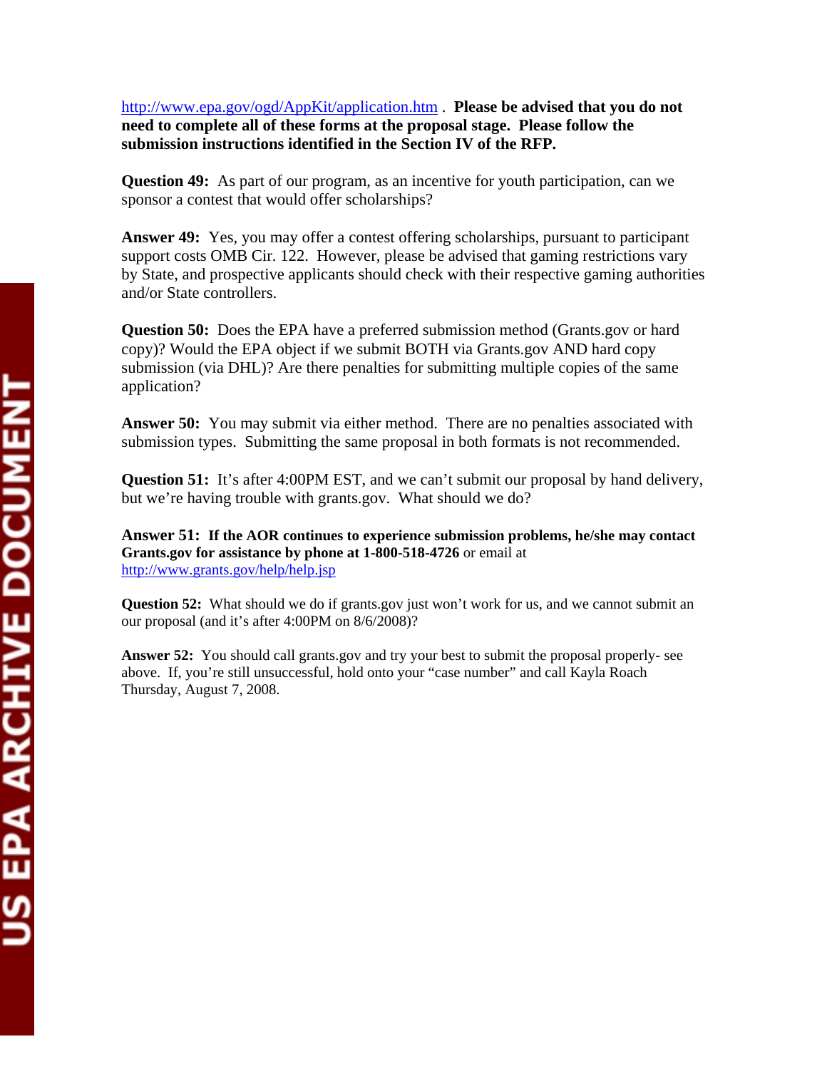http://www.epa.gov/ogd/AppKit/application.htm . **Please be advised that you do not need to complete all of these forms at the proposal stage. Please follow the submission instructions identified in the Section IV of the RFP.**

**Question 49:** As part of our program, as an incentive for youth participation, can we sponsor a contest that would offer scholarships?

**Answer 49:** Yes, you may offer a contest offering scholarships, pursuant to participant support costs OMB Cir. 122. However, please be advised that gaming restrictions vary by State, and prospective applicants should check with their respective gaming authorities and/or State controllers.

**Question 50:** Does the EPA have a preferred submission method (Grants.gov or hard copy)? Would the EPA object if we submit BOTH via Grants.gov AND hard copy submission (via DHL)? Are there penalties for submitting multiple copies of the same application?

**Answer 50:** You may submit via either method. There are no penalties associated with submission types. Submitting the same proposal in both formats is not recommended.

**Question 51:** It's after 4:00PM EST, and we can't submit our proposal by hand delivery, but we're having trouble with grants.gov. What should we do?

**Answer 51: If the AOR continues to experience submission problems, he/she may contact Grants.gov for assistance by phone at 1-800-518-4726** or email at http://www.grants.gov/help/help.jsp

**Question 52:** What should we do if grants.gov just won't work for us, and we cannot submit an our proposal (and it's after 4:00PM on 8/6/2008)?

**Answer 52:** You should call grants.gov and try your best to submit the proposal properly- see above. If, you're still unsuccessful, hold onto your "case number" and call Kayla Roach Thursday, August 7, 2008.